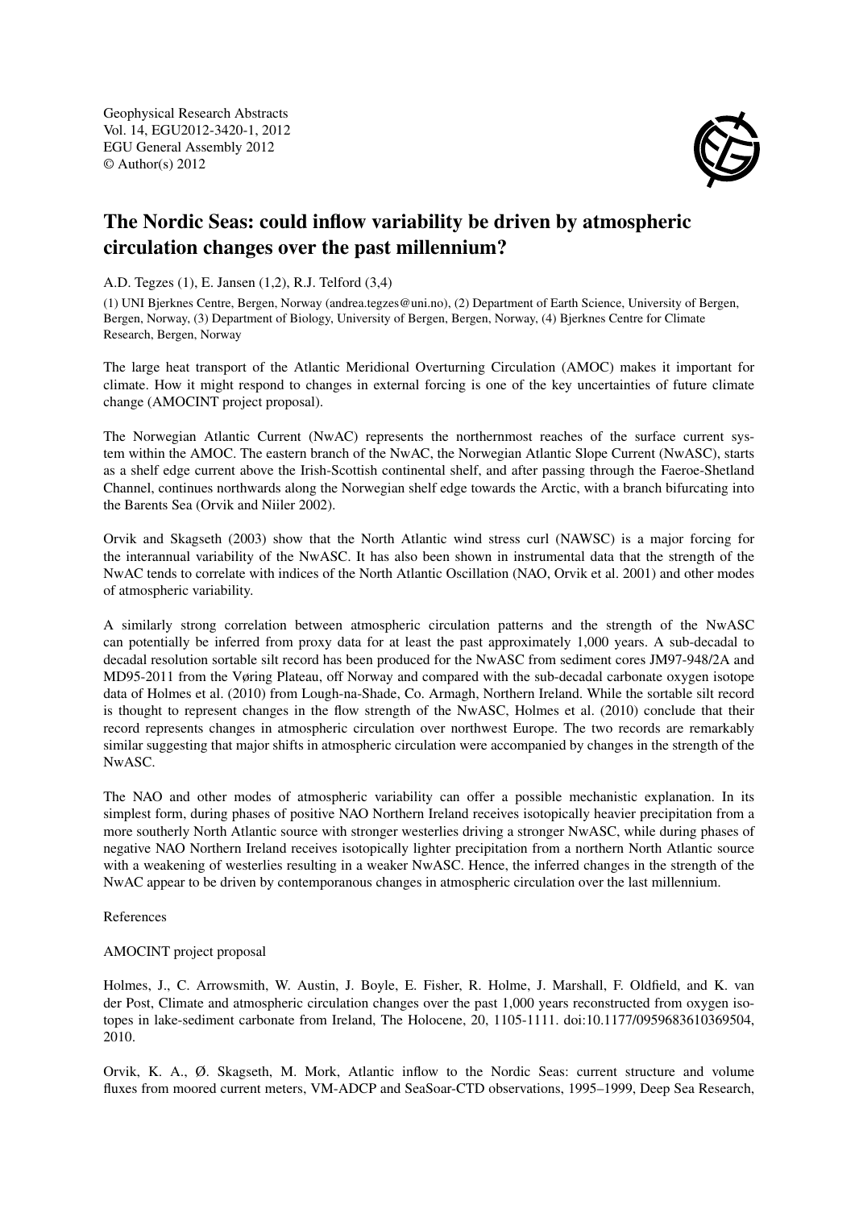Geophysical Research Abstracts
Vol. 14, EGU2012-3420-1, 2012
EGU General Assembly 2012
© Author(s) 2012

# The Nordic Seas: could inflow variability be driven by atmospheric circulation changes over the past millennium?

A.D. Tegzes (1), E. Jansen (1,2), R.J. Telford (3,4)

(1) UNI Bjerknes Centre, Bergen, Norway (andrea.tegzes@uni.no), (2) Department of Earth Science, University of Bergen, Bergen, Norway, (3) Department of Biology, University of Bergen, Bergen, Norway, (4) Bjerknes Centre for Climate Research, Bergen, Norway

The large heat transport of the Atlantic Meridional Overturning Circulation (AMOC) makes it important for climate. How it might respond to changes in external forcing is one of the key uncertainties of future climate change (AMOCINT project proposal).

The Norwegian Atlantic Current (NwAC) represents the northernmost reaches of the surface current system within the AMOC. The eastern branch of the NwAC, the Norwegian Atlantic Slope Current (NwASC), starts as a shelf edge current above the Irish-Scottish continental shelf, and after passing through the Faeroe-Shetland Channel, continues northwards along the Norwegian shelf edge towards the Arctic, with a branch bifurcating into the Barents Sea (Orvik and Niiler 2002).

Orvik and Skagseth (2003) show that the North Atlantic wind stress curl (NAWSC) is a major forcing for the interannual variability of the NwASC. It has also been shown in instrumental data that the strength of the NwAC tends to correlate with indices of the North Atlantic Oscillation (NAO, Orvik et al. 2001) and other modes of atmospheric variability.

A similarly strong correlation between atmospheric circulation patterns and the strength of the NwASC can potentially be inferred from proxy data for at least the past approximately 1,000 years. A sub-decadal to decadal resolution sortable silt record has been produced for the NwASC from sediment cores JM97-948/2A and MD95-2011 from the Vøring Plateau, off Norway and compared with the sub-decadal carbonate oxygen isotope data of Holmes et al. (2010) from Lough-na-Shade, Co. Armagh, Northern Ireland. While the sortable silt record is thought to represent changes in the flow strength of the NwASC, Holmes et al. (2010) conclude that their record represents changes in atmospheric circulation over northwest Europe. The two records are remarkably similar suggesting that major shifts in atmospheric circulation were accompanied by changes in the strength of the NwASC.

The NAO and other modes of atmospheric variability can offer a possible mechanistic explanation. In its simplest form, during phases of positive NAO Northern Ireland receives isotopically heavier precipitation from a more southerly North Atlantic source with stronger westerlies driving a stronger NwASC, while during phases of negative NAO Northern Ireland receives isotopically lighter precipitation from a northern North Atlantic source with a weakening of westerlies resulting in a weaker NwASC. Hence, the inferred changes in the strength of the NwAC appear to be driven by contemporaneous changes in atmospheric circulation over the last millennium.

References

AMOCINT project proposal

Holmes, J., C. Arrowsmith, W. Austin, J. Boyle, E. Fisher, R. Holme, J. Marshall, F. Oldfield, and K. van der Post, Climate and atmospheric circulation changes over the past 1,000 years reconstructed from oxygen isotopes in lake-sediment carbonate from Ireland, The Holocene, 20, 1105-1111. doi:10.1177/0959683610369504, 2010.

Orvik, K. A., Ø. Skagseth, M. Mork, Atlantic inflow to the Nordic Seas: current structure and volume fluxes from moored current meters, VM-ADCP and SeaSoar-CTD observations, 1995–1999, Deep Sea Research,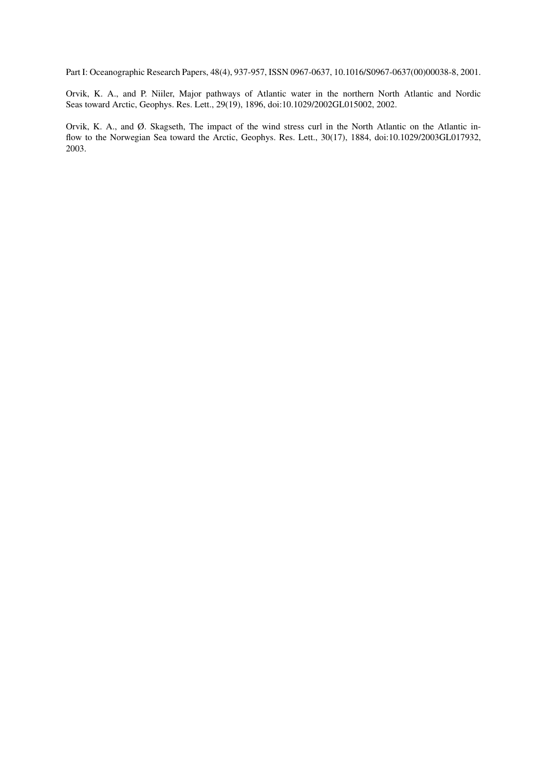Part I: Oceanographic Research Papers, 48(4), 937-957, ISSN 0967-0637, 10.1016/S0967-0637(00)00038-8, 2001.

Orvik, K. A., and P. Niiler, Major pathways of Atlantic water in the northern North Atlantic and Nordic Seas toward Arctic, Geophys. Res. Lett., 29(19), 1896, doi:10.1029/2002GL015002, 2002.

Orvik, K. A., and Ø. Skagseth, The impact of the wind stress curl in the North Atlantic on the Atlantic inflow to the Norwegian Sea toward the Arctic, Geophys. Res. Lett., 30(17), 1884, doi:10.1029/2003GL017932, 2003.